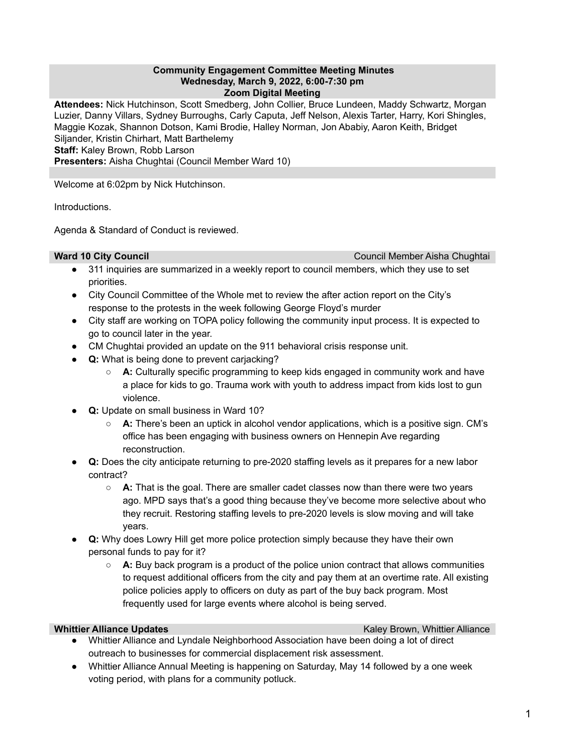**Community Engagement Committee Meeting Minutes**
**Wednesday, March 9, 2022, 6:00-7:30 pm**
**Zoom Digital Meeting**

**Attendees:** Nick Hutchinson, Scott Smedberg, John Collier, Bruce Lundeen, Maddy Schwartz, Morgan Luzier, Danny Villars, Sydney Burroughs, Carly Caputa, Jeff Nelson, Alexis Tarter, Harry, Kori Shingles, Maggie Kozak, Shannon Dotson, Kami Brodie, Halley Norman, Jon Ababiy, Aaron Keith, Bridget Siljander, Kristin Chirhart, Matt Barthelemy
**Staff:** Kaley Brown, Robb Larson
**Presenters:** Aisha Chughtai (Council Member Ward 10)

Welcome at 6:02pm by Nick Hutchinson.

Introductions.

Agenda & Standard of Conduct is reviewed.

**Ward 10 City Council** — Council Member Aisha Chughtai

- 311 inquiries are summarized in a weekly report to council members, which they use to set priorities.
- City Council Committee of the Whole met to review the after action report on the City's response to the protests in the week following George Floyd's murder
- City staff are working on TOPA policy following the community input process. It is expected to go to council later in the year.
- CM Chughtai provided an update on the 911 behavioral crisis response unit.
- **Q:** What is being done to prevent carjacking?
    - **A:** Culturally specific programming to keep kids engaged in community work and have a place for kids to go. Trauma work with youth to address impact from kids lost to gun violence.
- **Q:** Update on small business in Ward 10?
    - **A:** There's been an uptick in alcohol vendor applications, which is a positive sign. CM's office has been engaging with business owners on Hennepin Ave regarding reconstruction.
- **Q:** Does the city anticipate returning to pre-2020 staffing levels as it prepares for a new labor contract?
    - **A:** That is the goal. There are smaller cadet classes now than there were two years ago. MPD says that's a good thing because they've become more selective about who they recruit. Restoring staffing levels to pre-2020 levels is slow moving and will take years.
- **Q:** Why does Lowry Hill get more police protection simply because they have their own personal funds to pay for it?
    - **A:** Buy back program is a product of the police union contract that allows communities to request additional officers from the city and pay them at an overtime rate. All existing police policies apply to officers on duty as part of the buy back program. Most frequently used for large events where alcohol is being served.

**Whittier Alliance Updates** — Kaley Brown, Whittier Alliance

- Whittier Alliance and Lyndale Neighborhood Association have been doing a lot of direct outreach to businesses for commercial displacement risk assessment.
- Whittier Alliance Annual Meeting is happening on Saturday, May 14 followed by a one week voting period, with plans for a community potluck.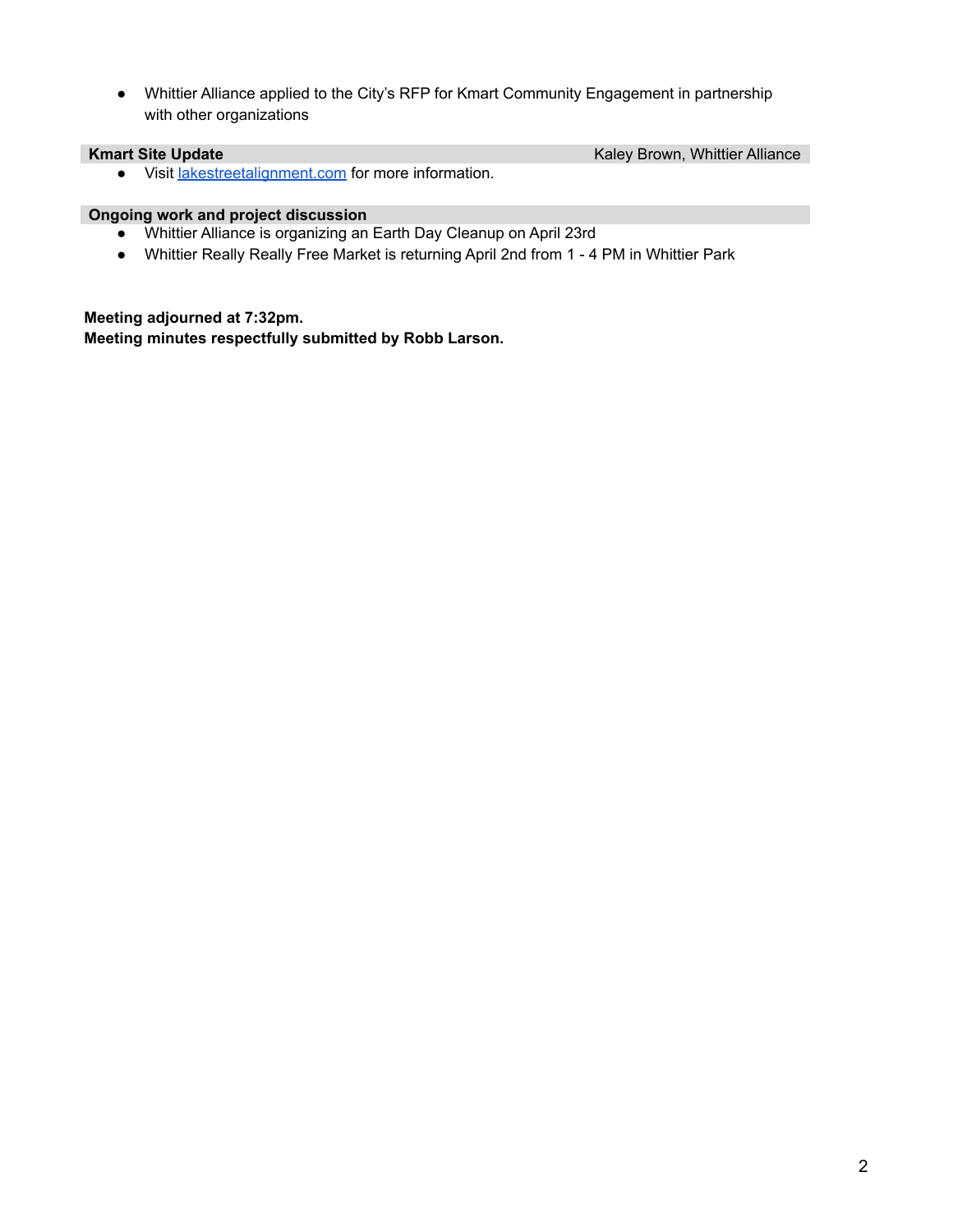- Whittier Alliance applied to the City's RFP for Kmart Community Engagement in partnership with other organizations

**Kmart Site Update** — Kaley Brown, Whittier Alliance

- Visit [lakestreetalignment.com](lakestreetalignment.com) for more information.

**Ongoing work and project discussion**

- Whittier Alliance is organizing an Earth Day Cleanup on April 23rd
- Whittier Really Really Free Market is returning April 2nd from 1 - 4 PM in Whittier Park

**Meeting adjourned at 7:32pm.**
**Meeting minutes respectfully submitted by Robb Larson.**